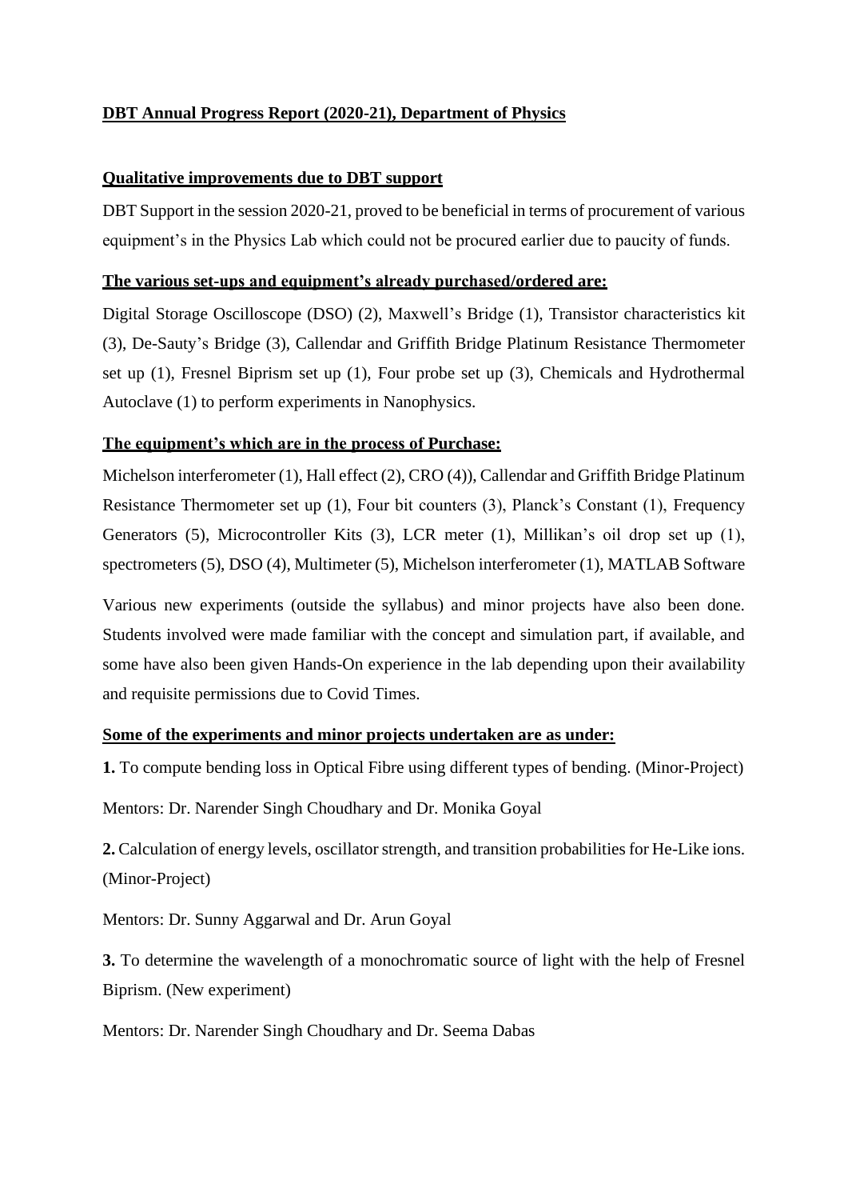**DBT Annual Progress Report (2020-21), Department of Physics**

**Qualitative improvements due to DBT support**

DBT Support in the session 2020-21, proved to be beneficial in terms of procurement of various equipment's in the Physics Lab which could not be procured earlier due to paucity of funds.

**The various set-ups and equipment's already purchased/ordered are:**

Digital Storage Oscilloscope (DSO) (2), Maxwell's Bridge (1), Transistor characteristics kit (3), De-Sauty's Bridge (3), Callendar and Griffith Bridge Platinum Resistance Thermometer set up (1), Fresnel Biprism set up (1), Four probe set up (3), Chemicals and Hydrothermal Autoclave (1) to perform experiments in Nanophysics.

**The equipment's which are in the process of Purchase:**

Michelson interferometer (1), Hall effect (2), CRO (4)), Callendar and Griffith Bridge Platinum Resistance Thermometer set up (1), Four bit counters (3), Planck's Constant (1), Frequency Generators (5), Microcontroller Kits (3), LCR meter (1), Millikan's oil drop set up (1), spectrometers (5), DSO (4), Multimeter (5), Michelson interferometer (1), MATLAB Software

Various new experiments (outside the syllabus) and minor projects have also been done. Students involved were made familiar with the concept and simulation part, if available, and some have also been given Hands-On experience in the lab depending upon their availability and requisite permissions due to Covid Times.

**Some of the experiments and minor projects undertaken are as under:**

**1.** To compute bending loss in Optical Fibre using different types of bending. (Minor-Project)

Mentors: Dr. Narender Singh Choudhary and Dr. Monika Goyal

**2.** Calculation of energy levels, oscillator strength, and transition probabilities for He-Like ions. (Minor-Project)

Mentors: Dr. Sunny Aggarwal and Dr. Arun Goyal

**3.** To determine the wavelength of a monochromatic source of light with the help of Fresnel Biprism. (New experiment)

Mentors: Dr. Narender Singh Choudhary and Dr. Seema Dabas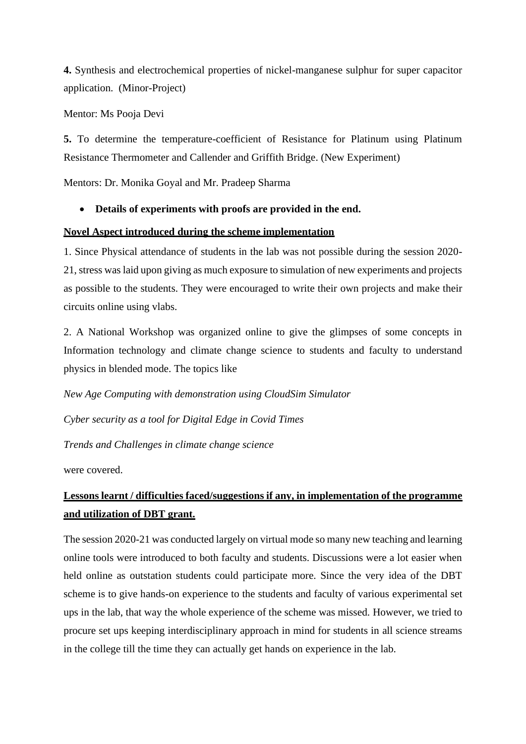**4.** Synthesis and electrochemical properties of nickel-manganese sulphur for super capacitor application. (Minor-Project)

Mentor: Ms Pooja Devi

**5.** To determine the temperature-coefficient of Resistance for Platinum using Platinum Resistance Thermometer and Callender and Griffith Bridge. (New Experiment)

Mentors: Dr. Monika Goyal and Mr. Pradeep Sharma

- **Details of experiments with proofs are provided in the end.**

**Novel Aspect introduced during the scheme implementation**

1. Since Physical attendance of students in the lab was not possible during the session 2020-21, stress was laid upon giving as much exposure to simulation of new experiments and projects as possible to the students. They were encouraged to write their own projects and make their circuits online using vlabs.

2. A National Workshop was organized online to give the glimpses of some concepts in Information technology and climate change science to students and faculty to understand physics in blended mode. The topics like

*New Age Computing with demonstration using CloudSim Simulator*

*Cyber security as a tool for Digital Edge in Covid Times*

*Trends and Challenges in climate change science*

were covered.

**Lessons learnt / difficulties faced/suggestions if any, in implementation of the programme and utilization of DBT grant.**

The session 2020-21 was conducted largely on virtual mode so many new teaching and learning online tools were introduced to both faculty and students. Discussions were a lot easier when held online as outstation students could participate more. Since the very idea of the DBT scheme is to give hands-on experience to the students and faculty of various experimental set ups in the lab, that way the whole experience of the scheme was missed. However, we tried to procure set ups keeping interdisciplinary approach in mind for students in all science streams in the college till the time they can actually get hands on experience in the lab.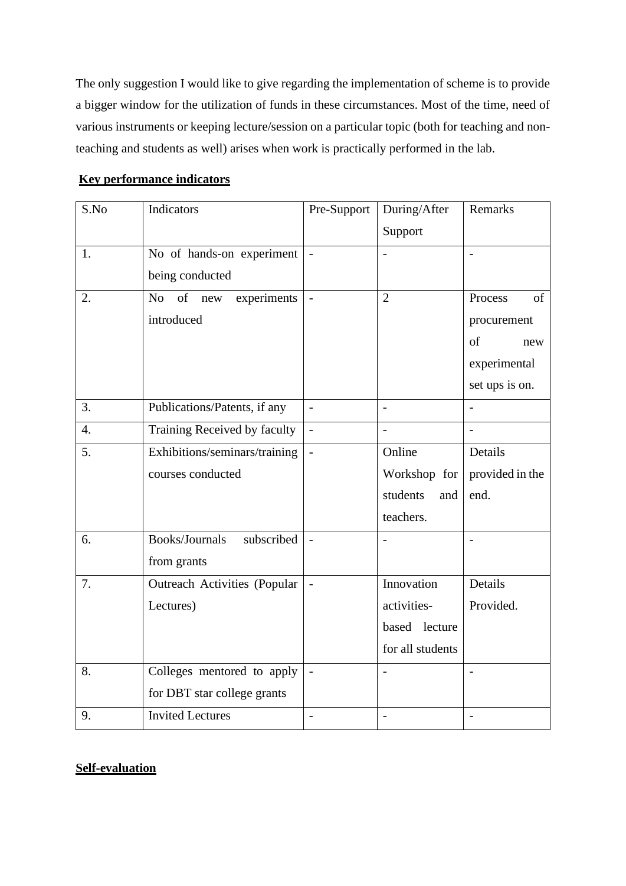The only suggestion I would like to give regarding the implementation of scheme is to provide a bigger window for the utilization of funds in these circumstances. Most of the time, need of various instruments or keeping lecture/session on a particular topic (both for teaching and non-teaching and students as well) arises when work is practically performed in the lab.

**Key performance indicators**

| S.No | Indicators | Pre-Support | During/After Support | Remarks |
|---|---|---|---|---|
| 1. | No of hands-on experiment being conducted | - | - | - |
| 2. | No of new experiments introduced | - | 2 | Process of procurement of new experimental set ups is on. |
| 3. | Publications/Patents, if any | - | - | - |
| 4. | Training Received by faculty | - | - | - |
| 5. | Exhibitions/seminars/training courses conducted | - | Online Workshop for students and teachers. | Details provided in the end. |
| 6. | Books/Journals subscribed from grants | - | - | - |
| 7. | Outreach Activities (Popular Lectures) | - | Innovation activities-based lecture for all students | Details Provided. |
| 8. | Colleges mentored to apply for DBT star college grants | - | - | - |
| 9. | Invited Lectures | - | - | - |

**Self-evaluation**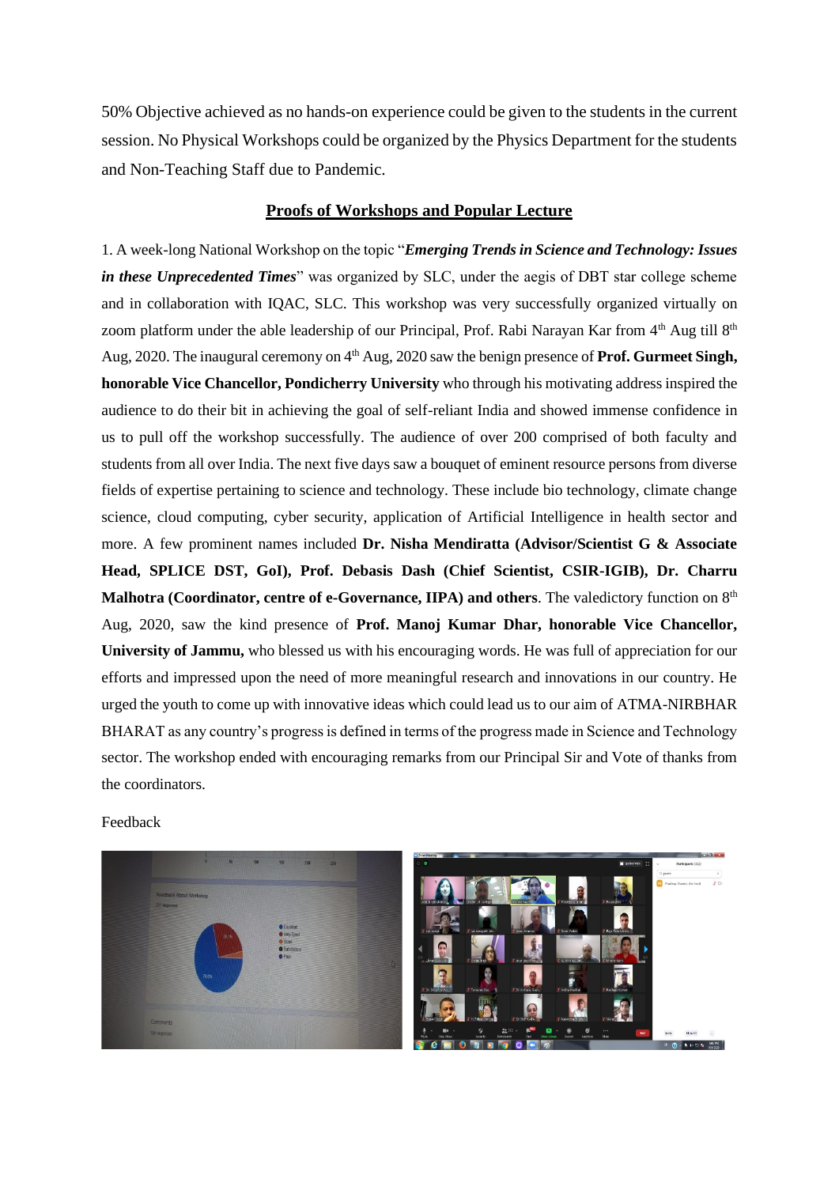50% Objective achieved as no hands-on experience could be given to the students in the current session. No Physical Workshops could be organized by the Physics Department for the students and Non-Teaching Staff due to Pandemic.

## Proofs of Workshops and Popular Lecture

1. A week-long National Workshop on the topic "***Emerging Trends in Science and Technology: Issues in these Unprecedented Times***" was organized by SLC, under the aegis of DBT star college scheme and in collaboration with IQAC, SLC. This workshop was very successfully organized virtually on zoom platform under the able leadership of our Principal, Prof. Rabi Narayan Kar from 4th Aug till 8th Aug, 2020. The inaugural ceremony on 4th Aug, 2020 saw the benign presence of **Prof. Gurmeet Singh, honorable Vice Chancellor, Pondicherry University** who through his motivating address inspired the audience to do their bit in achieving the goal of self-reliant India and showed immense confidence in us to pull off the workshop successfully. The audience of over 200 comprised of both faculty and students from all over India. The next five days saw a bouquet of eminent resource persons from diverse fields of expertise pertaining to science and technology. These include bio technology, climate change science, cloud computing, cyber security, application of Artificial Intelligence in health sector and more. A few prominent names included **Dr. Nisha Mendiratta (Advisor/Scientist G & Associate Head, SPLICE DST, GoI), Prof. Debasis Dash (Chief Scientist, CSIR-IGIB), Dr. Charru Malhotra (Coordinator, centre of e-Governance, IIPA) and others**. The valedictory function on 8th Aug, 2020, saw the kind presence of **Prof. Manoj Kumar Dhar, honorable Vice Chancellor, University of Jammu,** who blessed us with his encouraging words. He was full of appreciation for our efforts and impressed upon the need of more meaningful research and innovations in our country. He urged the youth to come up with innovative ideas which could lead us to our aim of ATMA-NIRBHAR BHARAT as any country's progress is defined in terms of the progress made in Science and Technology sector. The workshop ended with encouraging remarks from our Principal Sir and Vote of thanks from the coordinators.

Feedback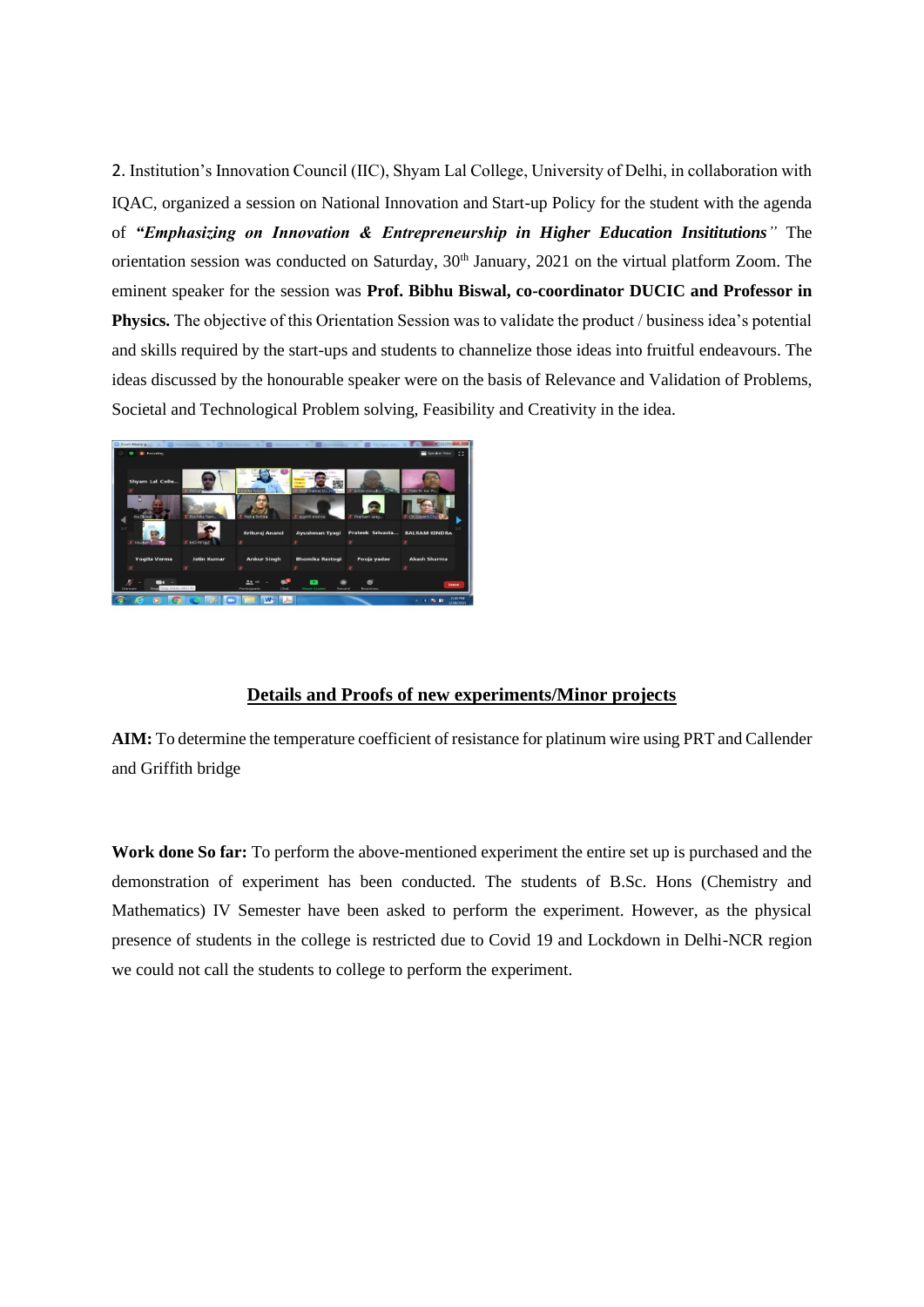2. Institution's Innovation Council (IIC), Shyam Lal College, University of Delhi, in collaboration with IQAC, organized a session on National Innovation and Start-up Policy for the student with the agenda of ***"Emphasizing on Innovation & Entrepreneurship in Higher Education Insititutions"*** The orientation session was conducted on Saturday, 30th January, 2021 on the virtual platform Zoom. The eminent speaker for the session was **Prof. Bibhu Biswal, co-coordinator DUCIC and Professor in Physics.** The objective of this Orientation Session was to validate the product / business idea's potential and skills required by the start-ups and students to channelize those ideas into fruitful endeavours. The ideas discussed by the honourable speaker were on the basis of Relevance and Validation of Problems, Societal and Technological Problem solving, Feasibility and Creativity in the idea.

## Details and Proofs of new experiments/Minor projects

**AIM:** To determine the temperature coefficient of resistance for platinum wire using PRT and Callender and Griffith bridge

**Work done So far:** To perform the above-mentioned experiment the entire set up is purchased and the demonstration of experiment has been conducted. The students of B.Sc. Hons (Chemistry and Mathematics) IV Semester have been asked to perform the experiment. However, as the physical presence of students in the college is restricted due to Covid 19 and Lockdown in Delhi-NCR region we could not call the students to college to perform the experiment.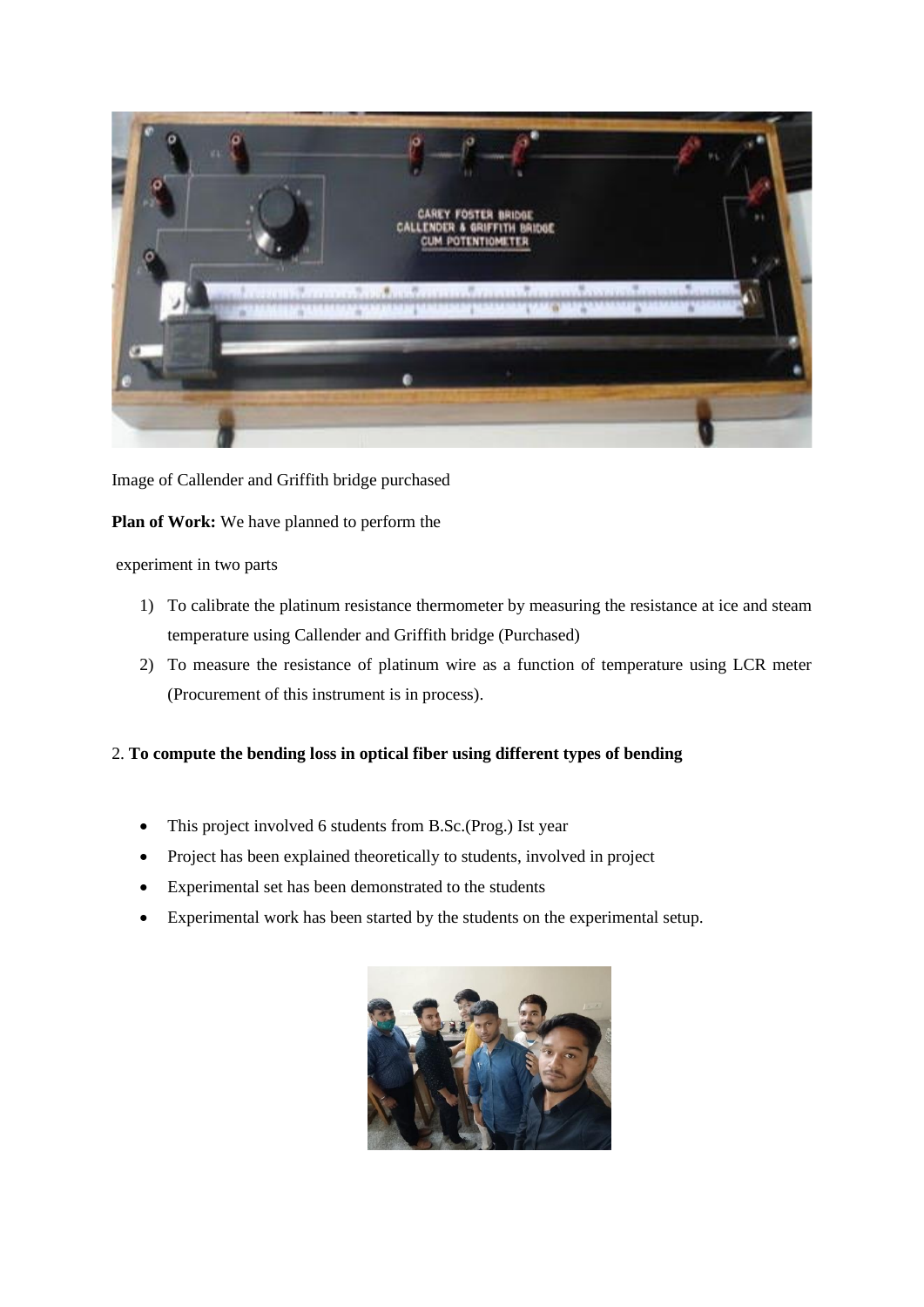Image of Callender and Griffith bridge purchased

**Plan of Work:** We have planned to perform the

experiment in two parts

1) To calibrate the platinum resistance thermometer by measuring the resistance at ice and steam temperature using Callender and Griffith bridge (Purchased)
2) To measure the resistance of platinum wire as a function of temperature using LCR meter (Procurement of this instrument is in process).

2. **To compute the bending loss in optical fiber using different types of bending**

- This project involved 6 students from B.Sc.(Prog.) Ist year
- Project has been explained theoretically to students, involved in project
- Experimental set has been demonstrated to the students
- Experimental work has been started by the students on the experimental setup.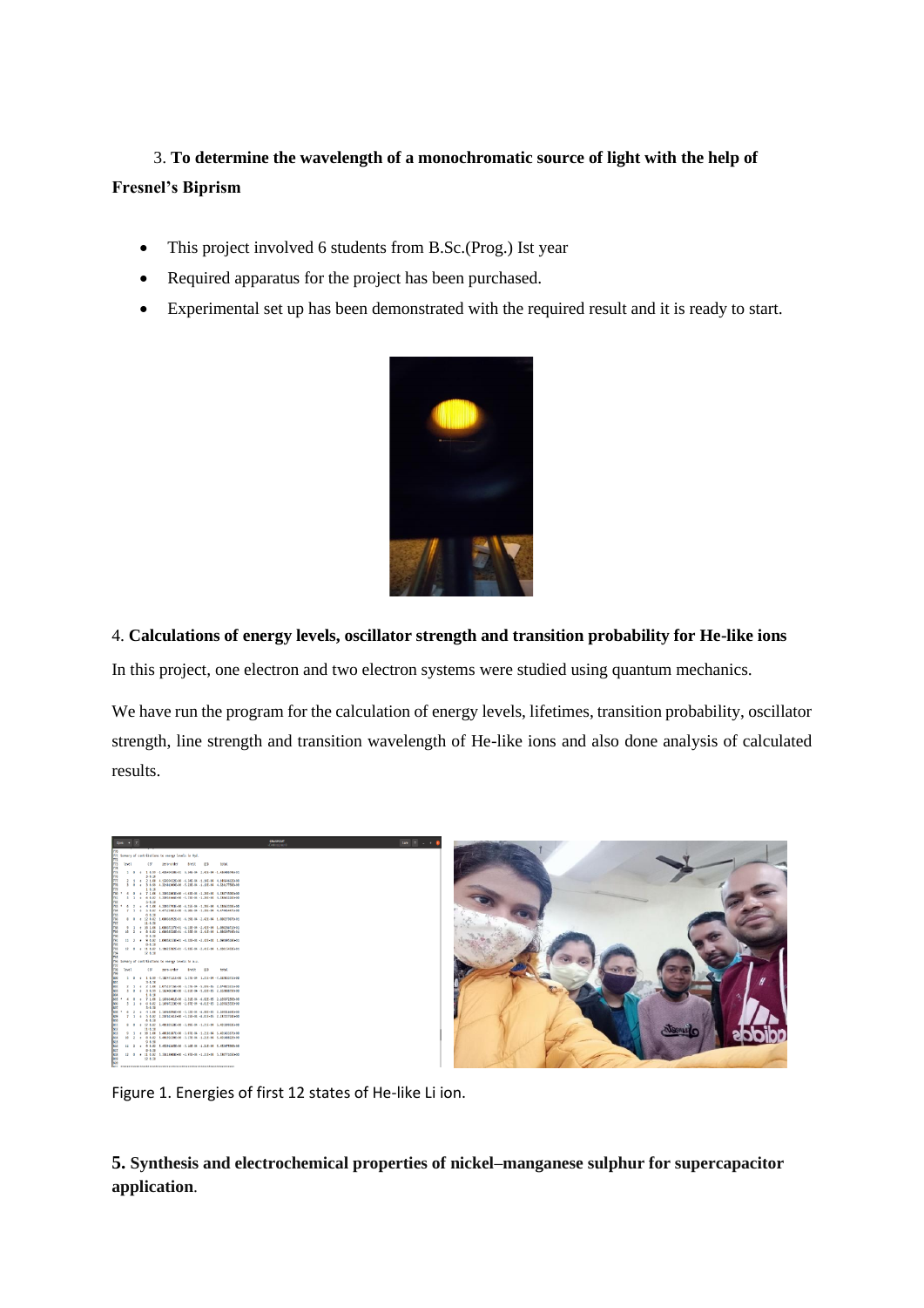3. **To determine the wavelength of a monochromatic source of light with the help of Fresnel's Biprism**

- This project involved 6 students from B.Sc.(Prog.) Ist year
- Required apparatus for the project has been purchased.
- Experimental set up has been demonstrated with the required result and it is ready to start.

4. **Calculations of energy levels, oscillator strength and transition probability for He-like ions**

In this project, one electron and two electron systems were studied using quantum mechanics.

We have run the program for the calculation of energy levels, lifetimes, transition probability, oscillator strength, line strength and transition wavelength of He-like ions and also done analysis of calculated results.

Figure 1. Energies of first 12 states of He-like Li ion.

**5. Synthesis and electrochemical properties of nickel–manganese sulphur for supercapacitor application**.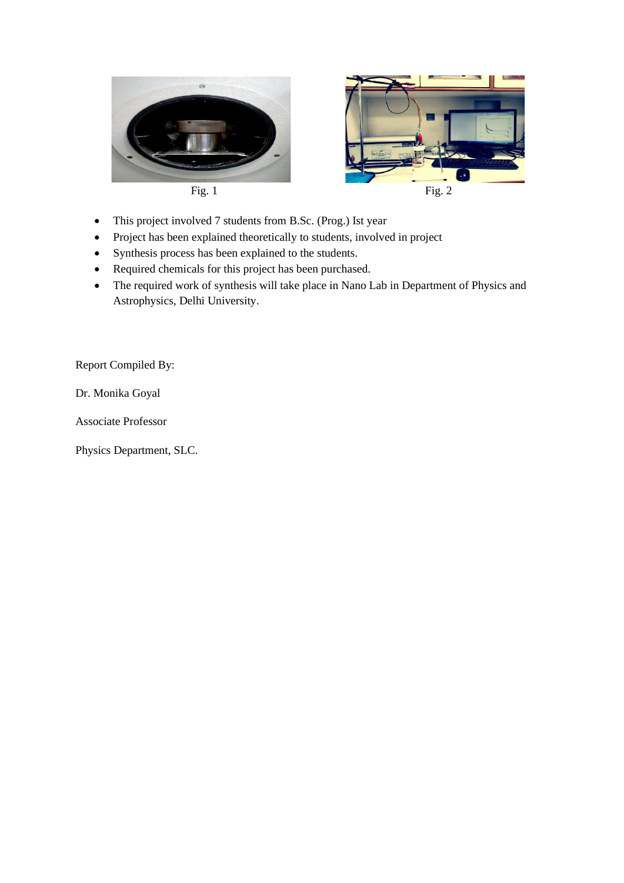Fig. 1

Fig. 2

- This project involved 7 students from B.Sc. (Prog.) Ist year
- Project has been explained theoretically to students, involved in project
- Synthesis process has been explained to the students.
- Required chemicals for this project has been purchased.
- The required work of synthesis will take place in Nano Lab in Department of Physics and Astrophysics, Delhi University.

Report Compiled By:

Dr. Monika Goyal

Associate Professor

Physics Department, SLC.